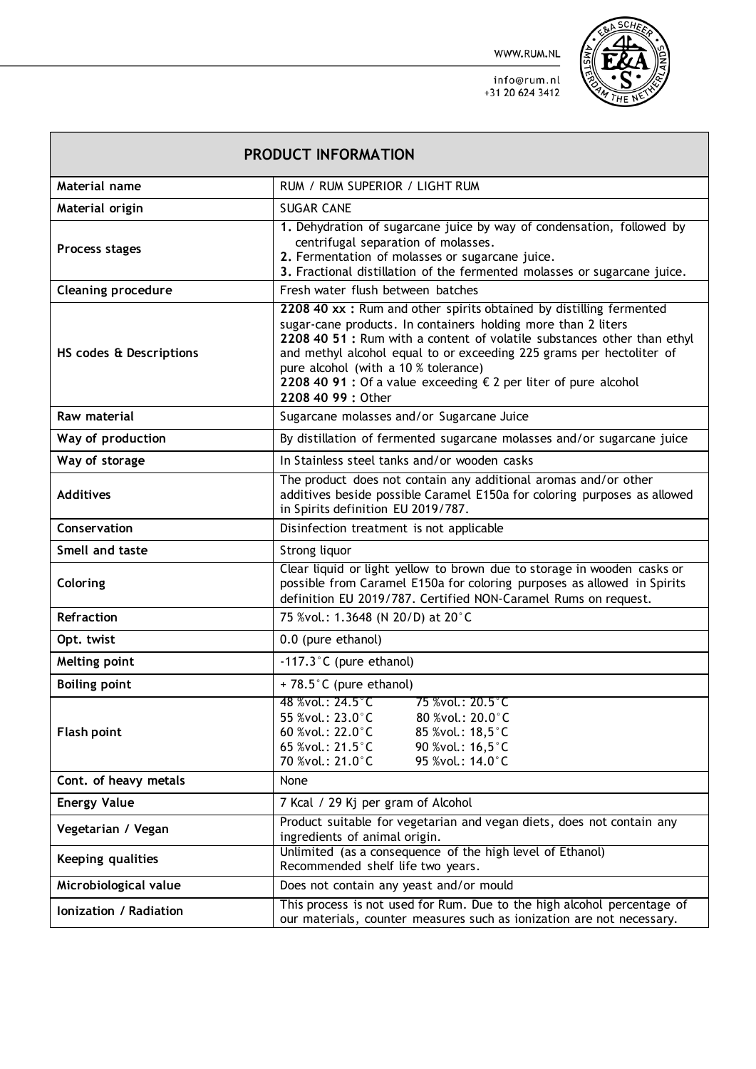WWW.RUM.NL

info@rum.nl
+31 20 624 3412

| **PRODUCT INFORMATION** | |
|---|---|
| **Material name** | RUM / RUM SUPERIOR / LIGHT RUM |
| **Material origin** | SUGAR CANE |
| **Process stages** | **1.** Dehydration of sugarcane juice by way of condensation, followed by centrifugal separation of molasses.<br>**2.** Fermentation of molasses or sugarcane juice.<br>**3.** Fractional distillation of the fermented molasses or sugarcane juice. |
| **Cleaning procedure** | Fresh water flush between batches |
| **HS codes & Descriptions** | **2208 40 xx :** Rum and other spirits obtained by distilling fermented sugar-cane products. In containers holding more than 2 liters<br>**2208 40 51 :** Rum with a content of volatile substances other than ethyl and methyl alcohol equal to or exceeding 225 grams per hectoliter of pure alcohol (with a 10 % tolerance)<br>**2208 40 91 :** Of a value exceeding € 2 per liter of pure alcohol<br>**2208 40 99 :** Other |
| **Raw material** | Sugarcane molasses and/or Sugarcane Juice |
| **Way of production** | By distillation of fermented sugarcane molasses and/or sugarcane juice |
| **Way of storage** | In Stainless steel tanks and/or wooden casks |
| **Additives** | The product does not contain any additional aromas and/or other additives beside possible Caramel E150a for coloring purposes as allowed in Spirits definition EU 2019/787. |
| **Conservation** | Disinfection treatment is not applicable |
| **Smell and taste** | Strong liquor |
| **Coloring** | Clear liquid or light yellow to brown due to storage in wooden casks or possible from Caramel E150a for coloring purposes as allowed in Spirits definition EU 2019/787. Certified NON-Caramel Rums on request. |
| **Refraction** | 75 %vol.: 1.3648 (N 20/D) at 20°C |
| **Opt. twist** | 0.0 (pure ethanol) |
| **Melting point** | -117.3°C (pure ethanol) |
| **Boiling point** | + 78.5°C (pure ethanol) |
| **Flash point** | 48 %vol.: 24.5°C &nbsp;&nbsp; 75 %vol.: 20.5°C<br>55 %vol.: 23.0°C &nbsp;&nbsp; 80 %vol.: 20.0°C<br>60 %vol.: 22.0°C &nbsp;&nbsp; 85 %vol.: 18,5°C<br>65 %vol.: 21.5°C &nbsp;&nbsp; 90 %vol.: 16,5°C<br>70 %vol.: 21.0°C &nbsp;&nbsp; 95 %vol.: 14.0°C |
| **Cont. of heavy metals** | None |
| **Energy Value** | 7 Kcal / 29 Kj per gram of Alcohol |
| **Vegetarian / Vegan** | Product suitable for vegetarian and vegan diets, does not contain any ingredients of animal origin. |
| **Keeping qualities** | Unlimited (as a consequence of the high level of Ethanol)<br>Recommended shelf life two years. |
| **Microbiological value** | Does not contain any yeast and/or mould |
| **Ionization / Radiation** | This process is not used for Rum. Due to the high alcohol percentage of our materials, counter measures such as ionization are not necessary. |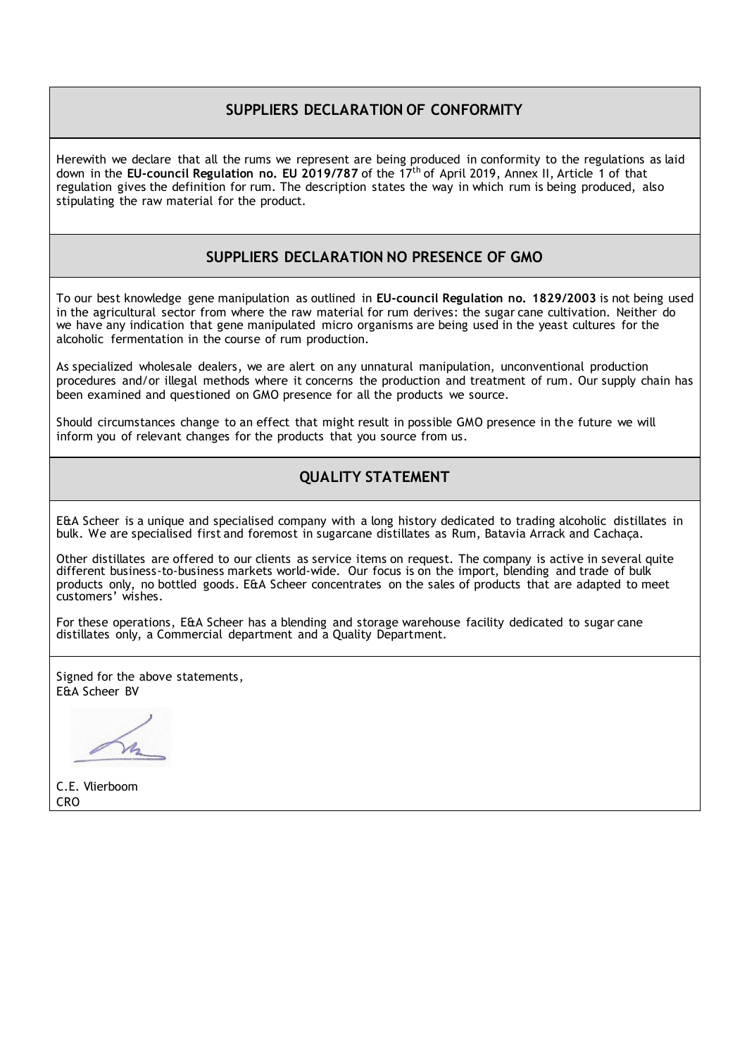## SUPPLIERS DECLARATION OF CONFORMITY

Herewith we declare that all the rums we represent are being produced in conformity to the regulations as laid down in the **EU-council Regulation no. EU 2019/787** of the 17th of April 2019, Annex II, Article 1 of that regulation gives the definition for rum. The description states the way in which rum is being produced, also stipulating the raw material for the product.

## SUPPLIERS DECLARATION NO PRESENCE OF GMO

To our best knowledge gene manipulation as outlined in **EU-council Regulation no. 1829/2003** is not being used in the agricultural sector from where the raw material for rum derives: the sugar cane cultivation. Neither do we have any indication that gene manipulated micro organisms are being used in the yeast cultures for the alcoholic fermentation in the course of rum production.

As specialized wholesale dealers, we are alert on any unnatural manipulation, unconventional production procedures and/or illegal methods where it concerns the production and treatment of rum. Our supply chain has been examined and questioned on GMO presence for all the products we source.

Should circumstances change to an effect that might result in possible GMO presence in the future we will inform you of relevant changes for the products that you source from us.

## QUALITY STATEMENT

E&A Scheer is a unique and specialised company with a long history dedicated to trading alcoholic distillates in bulk. We are specialised first and foremost in sugarcane distillates as Rum, Batavia Arrack and Cachaça.

Other distillates are offered to our clients as service items on request. The company is active in several quite different business-to-business markets world-wide. Our focus is on the import, blending and trade of bulk products only, no bottled goods. E&A Scheer concentrates on the sales of products that are adapted to meet customers' wishes.

For these operations, E&A Scheer has a blending and storage warehouse facility dedicated to sugar cane distillates only, a Commercial department and a Quality Department.

Signed for the above statements,
E&A Scheer BV

C.E. Vlierboom
CRO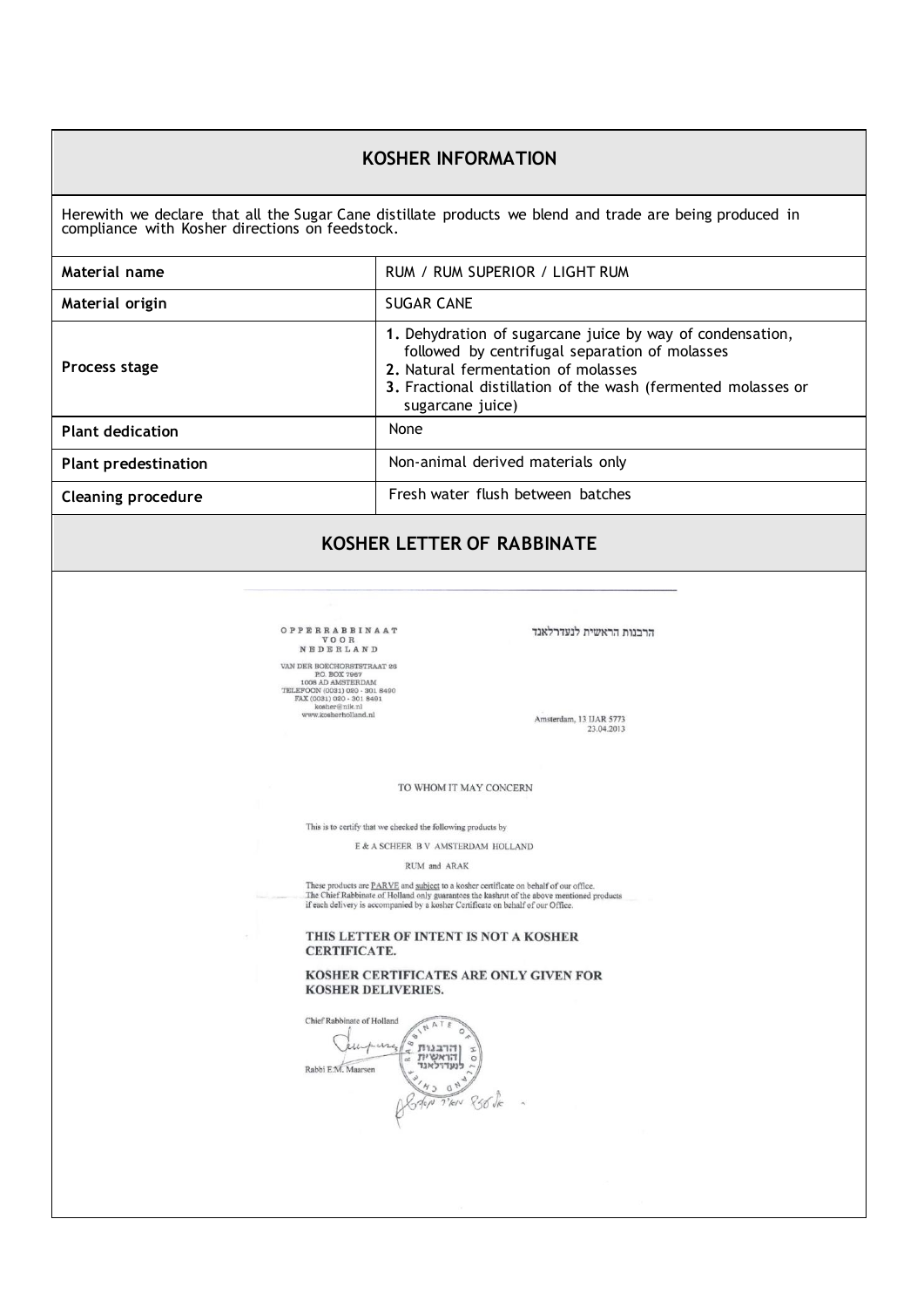## KOSHER INFORMATION

Herewith we declare that all the Sugar Cane distillate products we blend and trade are being produced in compliance with Kosher directions on feedstock.

| Material name | RUM / RUM SUPERIOR / LIGHT RUM |
|---|---|
| Material origin | SUGAR CANE |
| Process stage | **1.** Dehydration of sugarcane juice by way of condensation, followed by centrifugal separation of molasses<br>**2.** Natural fermentation of molasses<br>**3.** Fractional distillation of the wash (fermented molasses or sugarcane juice) |
| Plant dedication | None |
| Plant predestination | Non-animal derived materials only |
| Cleaning procedure | Fresh water flush between batches |

## KOSHER LETTER OF RABBINATE

OPPERRABBINAAT
VOOR
NEDERLAND

VAN DER BOECHORSTSTRAAT 26
P.O. BOX 7967
1008 AD AMSTERDAM
TELEFOON (0031) 020 - 301 8490
FAX (0031) 020 - 301 8491
kosher@nik.nl
www.kosherholland.nl

הרבנות הראשית לנעדרלאנד

Amsterdam, 13 IJAR 5773
23.04.2013

TO WHOM IT MAY CONCERN

This is to certify that we checked the following products by

E & A SCHEER B V AMSTERDAM HOLLAND

RUM and ARAK

These products are PARVE and subject to a kosher certificate on behalf of our office.
The Chief Rabbinate of Holland only guarantees the kashrut of the above mentioned products if each delivery is accompanied by a kosher Certificate on behalf of our Office.

**THIS LETTER OF INTENT IS NOT A KOSHER CERTIFICATE.**

**KOSHER CERTIFICATES ARE ONLY GIVEN FOR KOSHER DELIVERIES.**

Chief Rabbinate of Holland

Rabbi E.M. Maarsen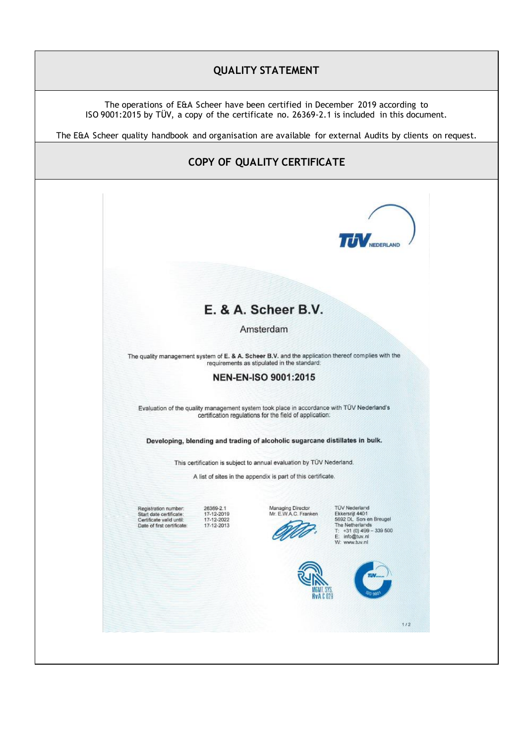## QUALITY STATEMENT

The operations of E&A Scheer have been certified in December 2019 according to ISO 9001:2015 by TÜV, a copy of the certificate no. 26369-2.1 is included in this document.

The E&A Scheer quality handbook and organisation are available for external Audits by clients on request.

## COPY OF QUALITY CERTIFICATE

TÜV NEDERLAND

# E. & A. Scheer B.V.

Amsterdam

The quality management system of **E. & A. Scheer B.V.** and the application thereof complies with the requirements as stipulated in the standard:

**NEN-EN-ISO 9001:2015**

Evaluation of the quality management system took place in accordance with TÜV Nederland's certification regulations for the field of application:

**Developing, blending and trading of alcoholic sugarcane distillates in bulk.**

This certification is subject to annual evaluation by TÜV Nederland.

A list of sites in the appendix is part of this certificate.

| | |
|---|---|
| Registration number: | 26369-2.1 |
| Start date certificate: | 17-12-2019 |
| Certificate valid until: | 17-12-2022 |
| Date of first certificate: | 17-12-2013 |

Managing Director
Mr. E.W.A.C. Franken

TÜV Nederland
Ekkersrijt 4401
5692 DL Son en Breugel
The Netherlands
T: +31 (0) 499 – 339 500
E: info@tuv.nl
W: www.tuv.nl

MGMT. SYS. RvA C 029

ISO 9001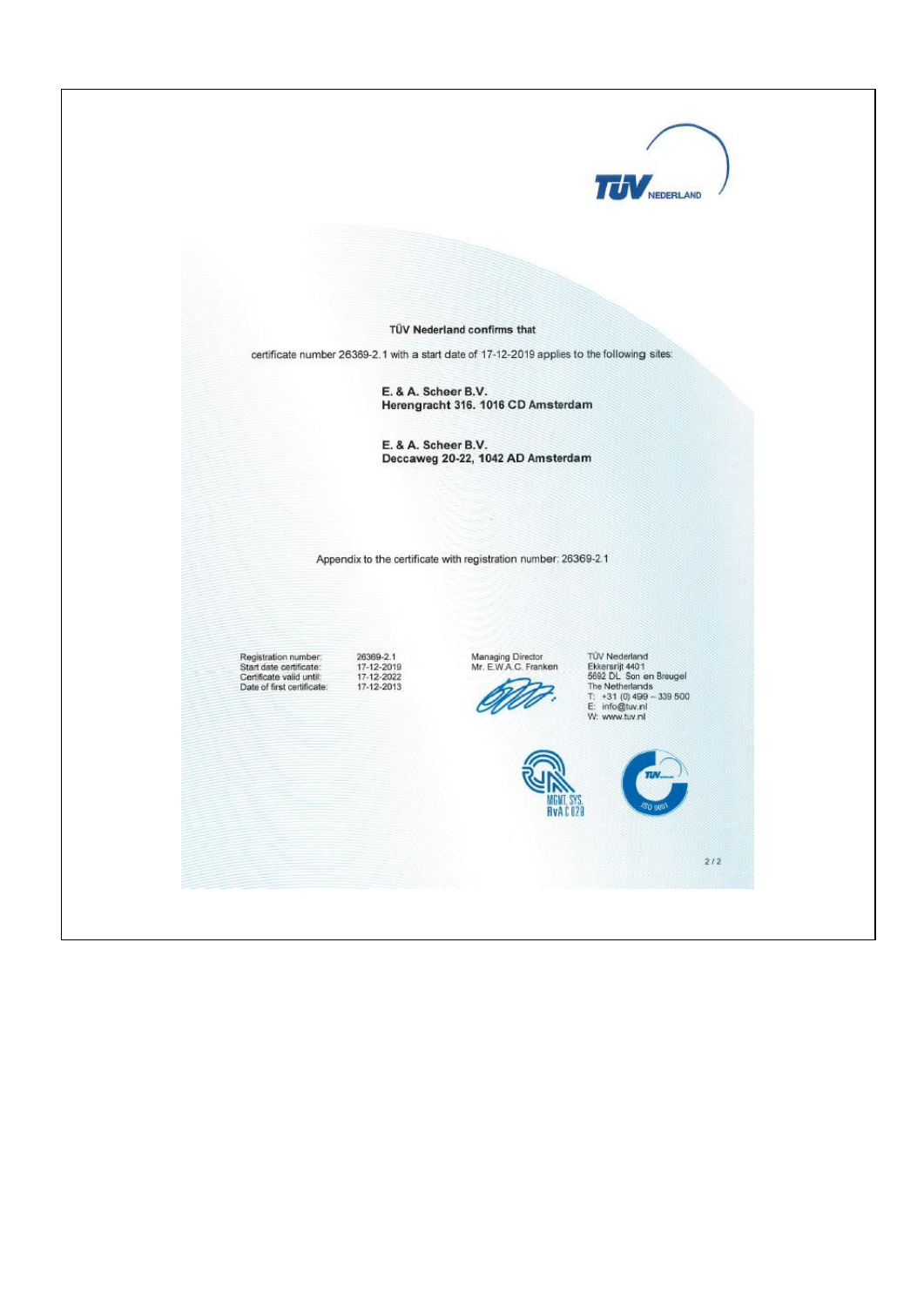TÜV NEDERLAND

**TÜV Nederland confirms that**

certificate number 26369-2.1 with a start date of 17-12-2019 applies to the following sites:

**E. & A. Scheer B.V.**
**Herengracht 316. 1016 CD Amsterdam**

**E. & A. Scheer B.V.**
**Deccaweg 20-22, 1042 AD Amsterdam**

Appendix to the certificate with registration number: 26369-2.1

| | |
|---|---|
| Registration number: | 26369-2.1 |
| Start date certificate: | 17-12-2019 |
| Certificate valid until: | 17-12-2022 |
| Date of first certificate: | 17-12-2013 |

Managing Director
Mr. E.W.A.C. Franken

TÜV Nederland
Ekkersrijt 4401
5692 DL Son en Breugel
The Netherlands
T: +31 (0) 499 – 339 500
E: info@tuv.nl
W: www.tuv.nl

MGMT. SYS.
RvA C 028

ISO 9001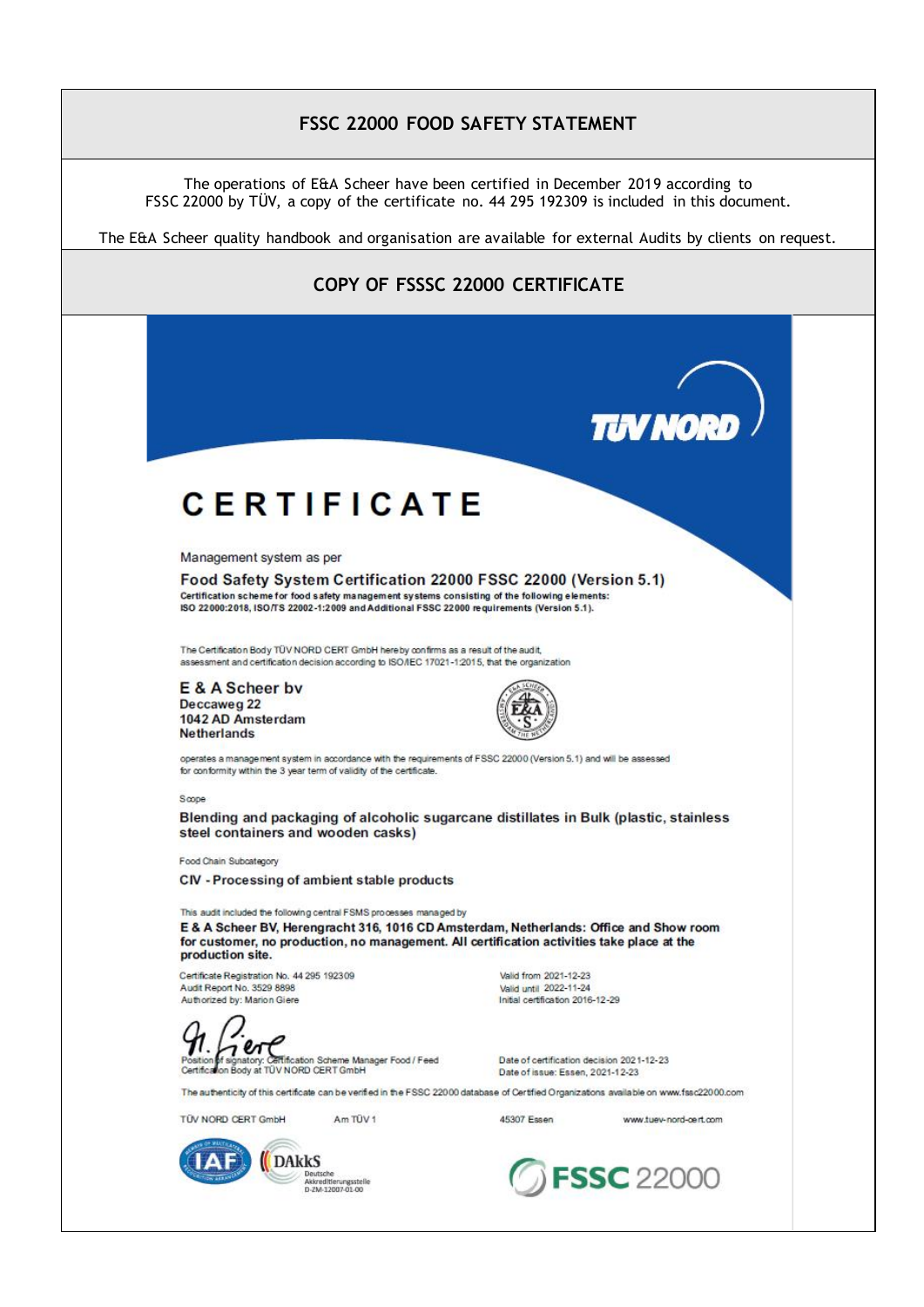## FSSC 22000 FOOD SAFETY STATEMENT

The operations of E&A Scheer have been certified in December 2019 according to FSSC 22000 by TÜV, a copy of the certificate no. 44 295 192309 is included in this document.

The E&A Scheer quality handbook and organisation are available for external Audits by clients on request.

## COPY OF FSSSC 22000 CERTIFICATE

TÜV NORD

# CERTIFICATE

Management system as per

**Food Safety System Certification 22000 FSSC 22000 (Version 5.1)**

**Certification scheme for food safety management systems consisting of the following elements: ISO 22000:2018, ISO/TS 22002-1:2009 and Additional FSSC 22000 requirements (Version 5.1).**

The Certification Body TÜV NORD CERT GmbH hereby confirms as a result of the audit, assessment and certification decision according to ISO/IEC 17021-1:2015, that the organization

**E & A Scheer bv**
**Deccaweg 22**
**1042 AD Amsterdam**
**Netherlands**

operates a management system in accordance with the requirements of FSSC 22000 (Version 5.1) and will be assessed for conformity within the 3 year term of validity of the certificate.

Scope

**Blending and packaging of alcoholic sugarcane distillates in Bulk (plastic, stainless steel containers and wooden casks)**

Food Chain Subcategory

**CIV - Processing of ambient stable products**

This audit included the following central FSMS processes managed by

**E & A Scheer BV, Herengracht 316, 1016 CD Amsterdam, Netherlands: Office and Show room for customer, no production, no management. All certification activities take place at the production site.**

Certificate Registration No. 44 295 192309
Audit Report No. 3529 8898
Authorized by: Marion Giere

Valid from 2021-12-23
Valid until 2022-11-24
Initial certification 2016-12-29

Position of signatory: Certification Scheme Manager Food / Feed
Certification Body at TÜV NORD CERT GmbH

Date of certification decision 2021-12-23
Date of issue: Essen, 2021-12-23

The authenticity of this certificate can be verified in the FSSC 22000 database of Certified Organizations available on www.fssc22000.com

TÜV NORD CERT GmbH &nbsp;&nbsp; Am TÜV 1 &nbsp;&nbsp; 45307 Essen &nbsp;&nbsp; www.tuev-nord-cert.com

IAF &nbsp;&nbsp; DAkkS Deutsche Akkreditierungsstelle D-ZM-12007-01-00 &nbsp;&nbsp; FSSC 22000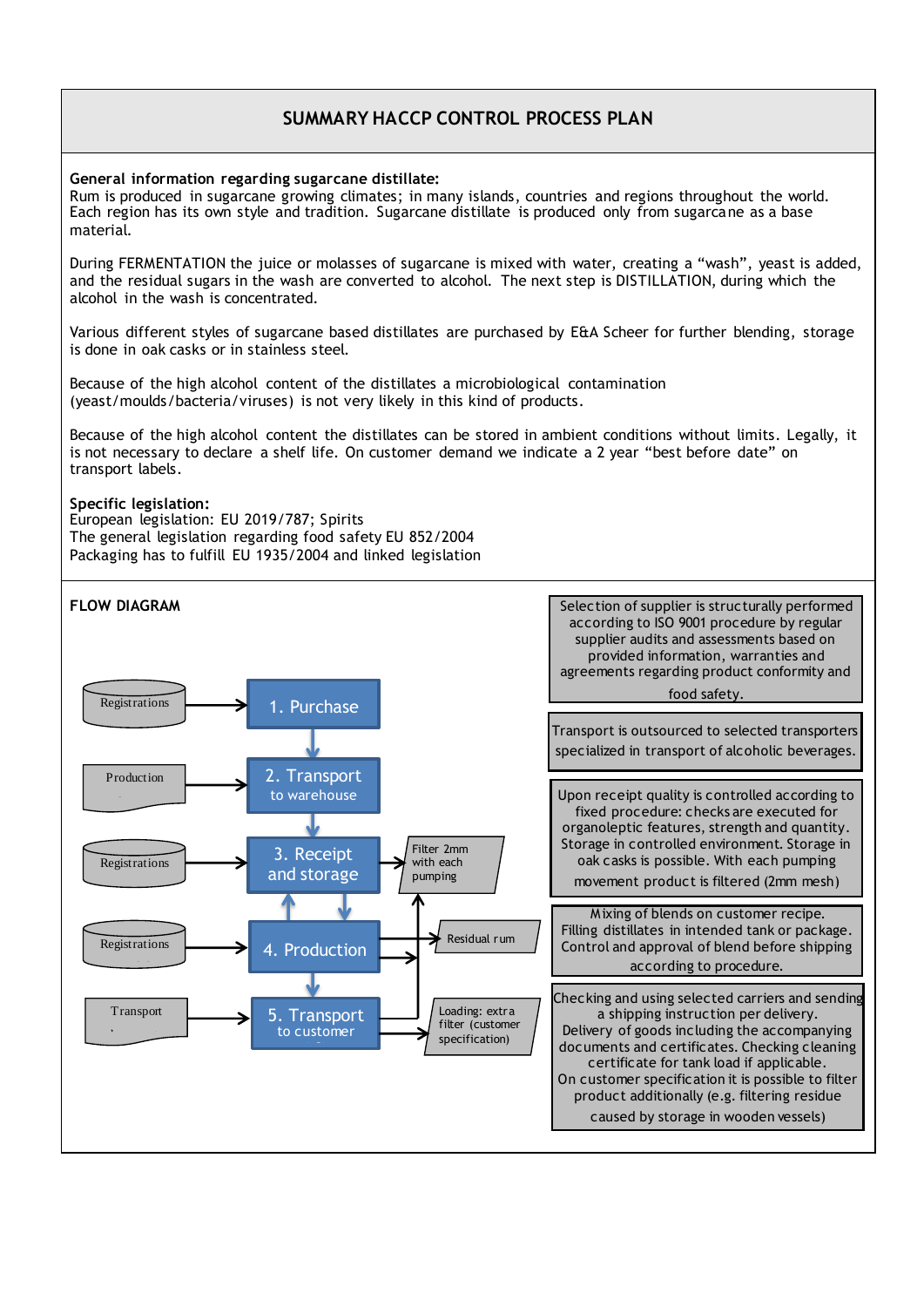# SUMMARY HACCP CONTROL PROCESS PLAN

**General information regarding sugarcane distillate:**
Rum is produced in sugarcane growing climates; in many islands, countries and regions throughout the world. Each region has its own style and tradition. Sugarcane distillate is produced only from sugarcane as a base material.

During FERMENTATION the juice or molasses of sugarcane is mixed with water, creating a "wash", yeast is added, and the residual sugars in the wash are converted to alcohol. The next step is DISTILLATION, during which the alcohol in the wash is concentrated.

Various different styles of sugarcane based distillates are purchased by E&A Scheer for further blending, storage is done in oak casks or in stainless steel.

Because of the high alcohol content of the distillates a microbiological contamination (yeast/moulds/bacteria/viruses) is not very likely in this kind of products.

Because of the high alcohol content the distillates can be stored in ambient conditions without limits. Legally, it is not necessary to declare a shelf life. On customer demand we indicate a 2 year "best before date" on transport labels.

**Specific legislation:**
European legislation: EU 2019/787; Spirits
The general legislation regarding food safety EU 852/2004
Packaging has to fulfill EU 1935/2004 and linked legislation

## FLOW DIAGRAM

| Record | Process step | Additional | Control description |
|---|---|---|---|
| Registrations | 1. Purchase | | Selection of supplier is structurally performed according to ISO 9001 procedure by regular supplier audits and assessments based on provided information, warranties and agreements regarding product conformity and food safety. |
| Production | 2. Transport to warehouse | | Transport is outsourced to selected transporters specialized in transport of alcoholic beverages. |
| Registrations | 3. Receipt and storage | Filter 2mm with each pumping | Upon receipt quality is controlled according to fixed procedure: checks are executed for organoleptic features, strength and quantity. Storage in controlled environment. Storage in oak casks is possible. With each pumping movement product is filtered (2mm mesh) |
| Registrations | 4. Production | Residual rum | Mixing of blends on customer recipe. Filling distillates in intended tank or package. Control and approval of blend before shipping according to procedure. |
| Transport | 5. Transport to customer | Loading: extra filter (customer specification) | Checking and using selected carriers and sending a shipping instruction per delivery. Delivery of goods including the accompanying documents and certificates. Checking cleaning certificate for tank load if applicable. On customer specification it is possible to filter product additionally (e.g. filtering residue caused by storage in wooden vessels) |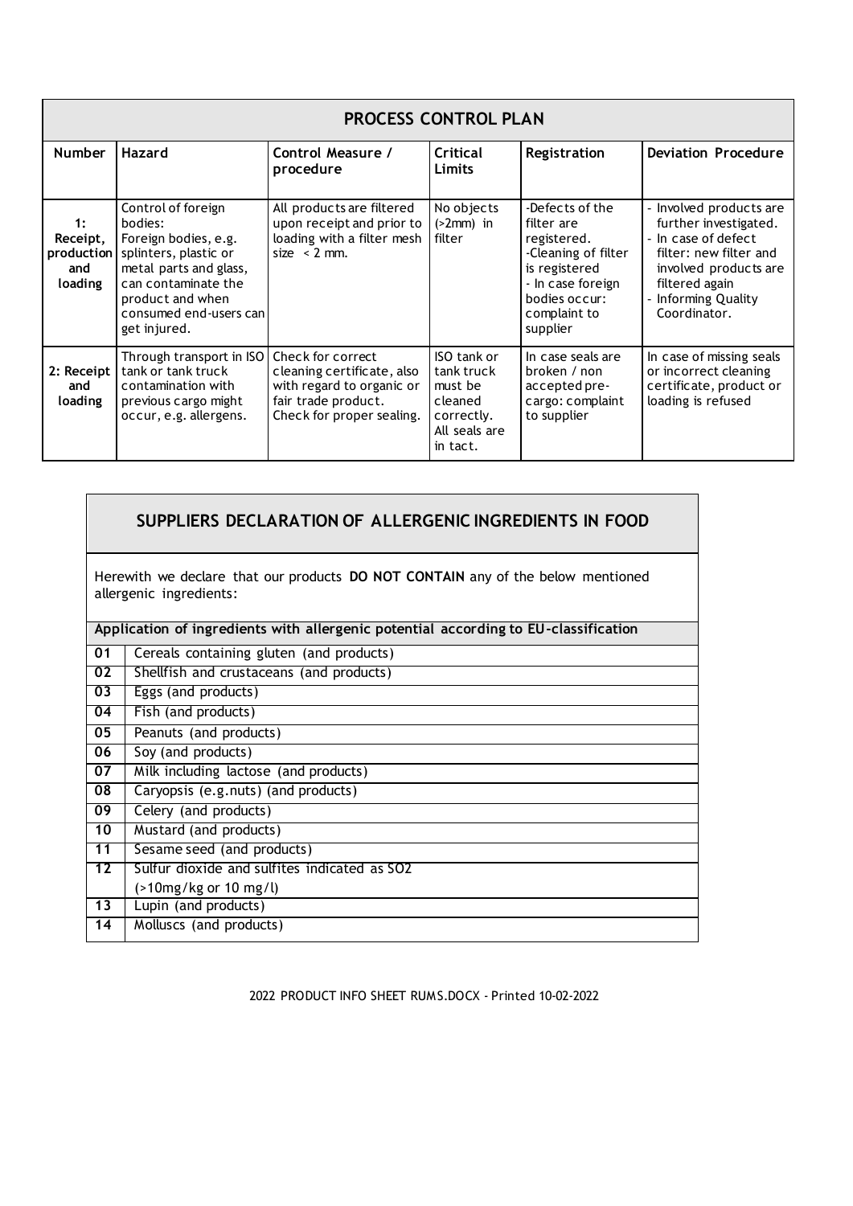## PROCESS CONTROL PLAN

| Number | Hazard | Control Measure / procedure | Critical Limits | Registration | Deviation Procedure |
|---|---|---|---|---|---|
| 1: Receipt, production and loading | Control of foreign bodies: Foreign bodies, e.g. splinters, plastic or metal parts and glass, can contaminate the product and when consumed end-users can get injured. | All products are filtered upon receipt and prior to loading with a filter mesh size < 2 mm. | No objects (>2mm) in filter | -Defects of the filter are registered. -Cleaning of filter is registered - In case foreign bodies occur: complaint to supplier | - Involved products are further investigated. - In case of defect filter: new filter and involved products are filtered again - Informing Quality Coordinator. |
| 2: Receipt and loading | Through transport in ISO tank or tank truck contamination with previous cargo might occur, e.g. allergens. | Check for correct cleaning certificate, also with regard to organic or fair trade product. Check for proper sealing. | ISO tank or tank truck must be cleaned correctly. All seals are in tact. | In case seals are broken / non accepted pre-cargo: complaint to supplier | In case of missing seals or incorrect cleaning certificate, product or loading is refused |

## SUPPLIERS DECLARATION OF ALLERGENIC INGREDIENTS IN FOOD

Herewith we declare that our products **DO NOT CONTAIN** any of the below mentioned allergenic ingredients:

| | |
|---|---|
| | **Application of ingredients with allergenic potential according to EU-classification** |
| 01 | Cereals containing gluten (and products) |
| 02 | Shellfish and crustaceans (and products) |
| 03 | Eggs (and products) |
| 04 | Fish (and products) |
| 05 | Peanuts (and products) |
| 06 | Soy (and products) |
| 07 | Milk including lactose (and products) |
| 08 | Caryopsis (e.g.nuts) (and products) |
| 09 | Celery (and products) |
| 10 | Mustard (and products) |
| 11 | Sesame seed (and products) |
| 12 | Sulfur dioxide and sulfites indicated as $SO_2$ (>10mg/kg or 10 mg/l) |
| 13 | Lupin (and products) |
| 14 | Molluscs (and products) |

2022 PRODUCT INFO SHEET RUMS.DOCX - Printed 10-02-2022